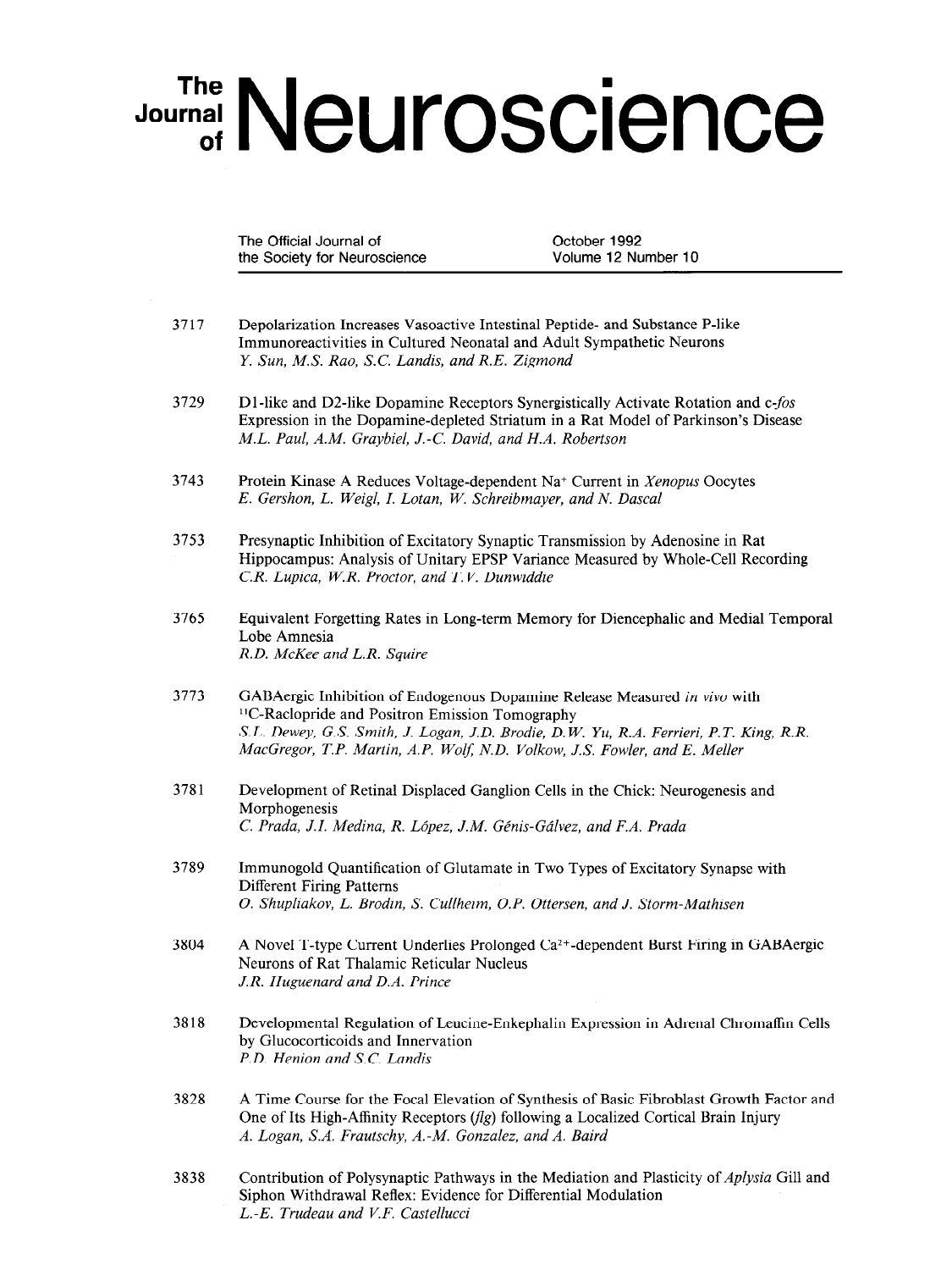# The Journal of Neuroscience

The Official Journal of the Society for Neuroscience

October 1992
Volume 12 Number 10

3717 Depolarization Increases Vasoactive Intestinal Peptide- and Substance P-like Immunoreactivities in Cultured Neonatal and Adult Sympathetic Neurons
*Y. Sun, M.S. Rao, S.C. Landis, and R.E. Zigmond*

3729 D1-like and D2-like Dopamine Receptors Synergistically Activate Rotation and c-*fos* Expression in the Dopamine-depleted Striatum in a Rat Model of Parkinson's Disease
*M.L. Paul, A.M. Graybiel, J.-C. David, and H.A. Robertson*

3743 Protein Kinase A Reduces Voltage-dependent $Na^+$ Current in *Xenopus* Oocytes
*E. Gershon, L. Weigl, I. Lotan, W. Schreibmayer, and N. Dascal*

3753 Presynaptic Inhibition of Excitatory Synaptic Transmission by Adenosine in Rat Hippocampus: Analysis of Unitary EPSP Variance Measured by Whole-Cell Recording
*C.R. Lupica, W.R. Proctor, and T.V. Dunwiddie*

3765 Equivalent Forgetting Rates in Long-term Memory for Diencephalic and Medial Temporal Lobe Amnesia
*R.D. McKee and L.R. Squire*

3773 GABAergic Inhibition of Endogenous Dopamine Release Measured *in vivo* with $^{11}C$-Raclopride and Positron Emission Tomography
*S.L. Dewey, G.S. Smith, J. Logan, J.D. Brodie, D.W. Yu, R.A. Ferrieri, P.T. King, R.R. MacGregor, T.P. Martin, A.P. Wolf, N.D. Volkow, J.S. Fowler, and E. Meller*

3781 Development of Retinal Displaced Ganglion Cells in the Chick: Neurogenesis and Morphogenesis
*C. Prada, J.I. Medina, R. López, J.M. Génis-Gálvez, and F.A. Prada*

3789 Immunogold Quantification of Glutamate in Two Types of Excitatory Synapse with Different Firing Patterns
*O. Shupliakov, L. Brodin, S. Cullheim, O.P. Ottersen, and J. Storm-Mathisen*

3804 A Novel T-type Current Underlies Prolonged $Ca^{2+}$-dependent Burst Firing in GABAergic Neurons of Rat Thalamic Reticular Nucleus
*J.R. Huguenard and D.A. Prince*

3818 Developmental Regulation of Leucine-Enkephalin Expression in Adrenal Chromaffin Cells by Glucocorticoids and Innervation
*P.D. Henion and S.C. Landis*

3828 A Time Course for the Focal Elevation of Synthesis of Basic Fibroblast Growth Factor and One of Its High-Affinity Receptors (*flg*) following a Localized Cortical Brain Injury
*A. Logan, S.A. Frautschy, A.-M. Gonzalez, and A. Baird*

3838 Contribution of Polysynaptic Pathways in the Mediation and Plasticity of *Aplysia* Gill and Siphon Withdrawal Reflex: Evidence for Differential Modulation
*L.-E. Trudeau and V.F. Castellucci*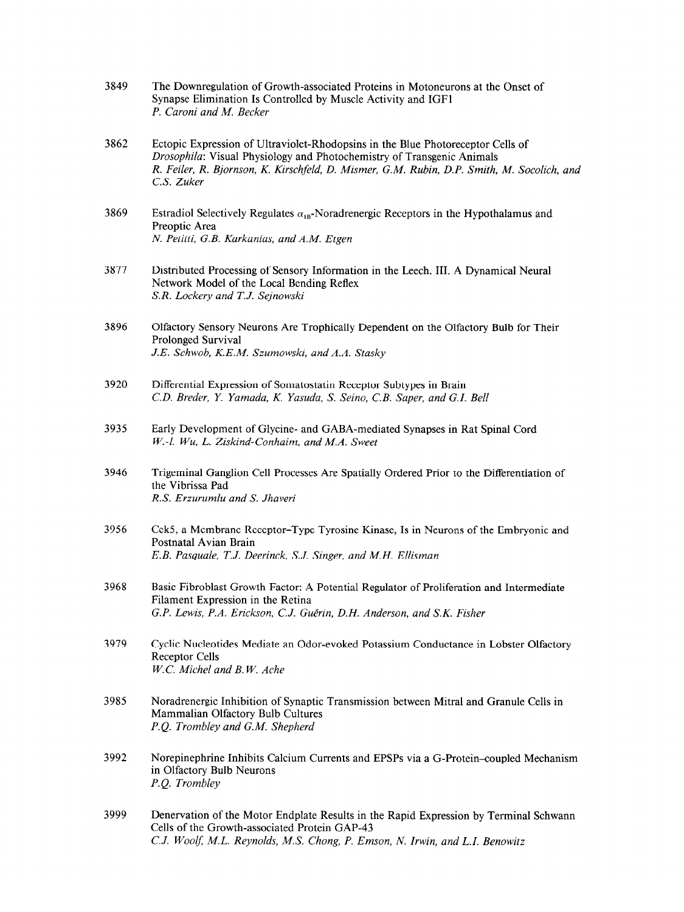3849 The Downregulation of Growth-associated Proteins in Motoneurons at the Onset of Synapse Elimination Is Controlled by Muscle Activity and IGF1
*P. Caroni and M. Becker*

3862 Ectopic Expression of Ultraviolet-Rhodopsins in the Blue Photoreceptor Cells of *Drosophila*: Visual Physiology and Photochemistry of Transgenic Animals
*R. Feiler, R. Bjornson, K. Kirschfeld, D. Mismer, G.M. Rubin, D.P. Smith, M. Socolich, and C.S. Zuker*

3869 Estradiol Selectively Regulates $\alpha_{1B}$-Noradrenergic Receptors in the Hypothalamus and Preoptic Area
*N. Petitti, G.B. Karkanias, and A.M. Etgen*

3877 Distributed Processing of Sensory Information in the Leech. III. A Dynamical Neural Network Model of the Local Bending Reflex
*S.R. Lockery and T.J. Sejnowski*

3896 Olfactory Sensory Neurons Are Trophically Dependent on the Olfactory Bulb for Their Prolonged Survival
*J.E. Schwob, K.E.M. Szumowski, and A.A. Stasky*

3920 Differential Expression of Somatostatin Receptor Subtypes in Brain
*C.D. Breder, Y. Yamada, K. Yasuda, S. Seino, C.B. Saper, and G.I. Bell*

3935 Early Development of Glycine- and GABA-mediated Synapses in Rat Spinal Cord
*W.-l. Wu, L. Ziskind-Conhaim, and M.A. Sweet*

3946 Trigeminal Ganglion Cell Processes Are Spatially Ordered Prior to the Differentiation of the Vibrissa Pad
*R.S. Erzurumlu and S. Jhaveri*

3956 Cek5, a Membrane Receptor–Type Tyrosine Kinase, Is in Neurons of the Embryonic and Postnatal Avian Brain
*E.B. Pasquale, T.J. Deerinck, S.J. Singer, and M.H. Ellisman*

3968 Basic Fibroblast Growth Factor: A Potential Regulator of Proliferation and Intermediate Filament Expression in the Retina
*G.P. Lewis, P.A. Erickson, C.J. Guérin, D.H. Anderson, and S.K. Fisher*

3979 Cyclic Nucleotides Mediate an Odor-evoked Potassium Conductance in Lobster Olfactory Receptor Cells
*W.C. Michel and B.W. Ache*

3985 Noradrenergic Inhibition of Synaptic Transmission between Mitral and Granule Cells in Mammalian Olfactory Bulb Cultures
*P.Q. Trombley and G.M. Shepherd*

3992 Norepinephrine Inhibits Calcium Currents and EPSPs via a G-Protein–coupled Mechanism in Olfactory Bulb Neurons
*P.Q. Trombley*

3999 Denervation of the Motor Endplate Results in the Rapid Expression by Terminal Schwann Cells of the Growth-associated Protein GAP-43
*C.J. Woolf, M.L. Reynolds, M.S. Chong, P. Emson, N. Irwin, and L.I. Benowitz*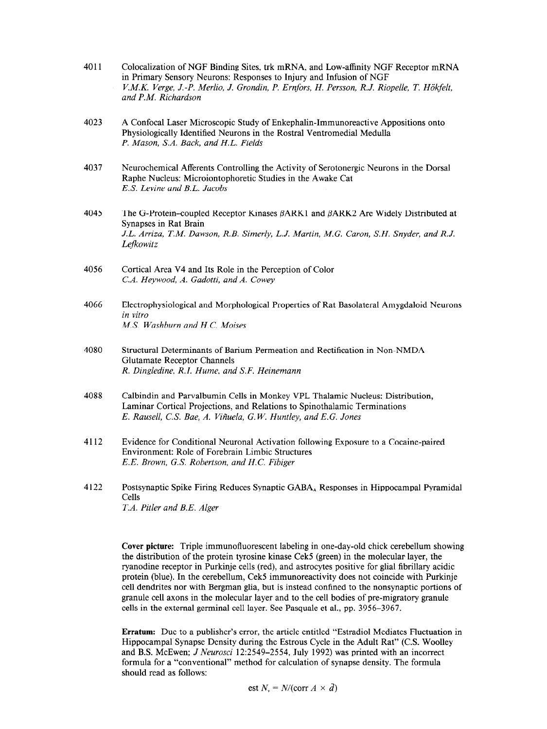4011 Colocalization of NGF Binding Sites, trk mRNA, and Low-affinity NGF Receptor mRNA in Primary Sensory Neurons: Responses to Injury and Infusion of NGF
*V.M.K. Verge, J.-P. Merlio, J. Grondin, P. Ernfors, H. Persson, R.J. Riopelle, T. Hökfelt, and P.M. Richardson*

4023 A Confocal Laser Microscopic Study of Enkephalin-Immunoreactive Appositions onto Physiologically Identified Neurons in the Rostral Ventromedial Medulla
*P. Mason, S.A. Back, and H.L. Fields*

4037 Neurochemical Afferents Controlling the Activity of Serotonergic Neurons in the Dorsal Raphe Nucleus: Microiontophoretic Studies in the Awake Cat
*E.S. Levine and B.L. Jacobs*

4045 The G-Protein–coupled Receptor Kinases βARK1 and βARK2 Are Widely Distributed at Synapses in Rat Brain
*J.L. Arriza, T.M. Dawson, R.B. Simerly, L.J. Martin, M.G. Caron, S.H. Snyder, and R.J. Lefkowitz*

4056 Cortical Area V4 and Its Role in the Perception of Color
*C.A. Heywood, A. Gadotti, and A. Cowey*

4066 Electrophysiological and Morphological Properties of Rat Basolateral Amygdaloid Neurons *in vitro*
*M.S. Washburn and H.C. Moises*

4080 Structural Determinants of Barium Permeation and Rectification in Non-NMDA Glutamate Receptor Channels
*R. Dingledine, R.I. Hume, and S.F. Heinemann*

4088 Calbindin and Parvalbumin Cells in Monkey VPL Thalamic Nucleus: Distribution, Laminar Cortical Projections, and Relations to Spinothalamic Terminations
*E. Rausell, C.S. Bae, A. Viñuela, G.W. Huntley, and E.G. Jones*

4112 Evidence for Conditional Neuronal Activation following Exposure to a Cocaine-paired Environment: Role of Forebrain Limbic Structures
*E.E. Brown, G.S. Robertson, and H.C. Fibiger*

4122 Postsynaptic Spike Firing Reduces Synaptic $GABA_A$ Responses in Hippocampal Pyramidal Cells
*T.A. Pitler and B.E. Alger*

**Cover picture:** Triple immunofluorescent labeling in one-day-old chick cerebellum showing the distribution of the protein tyrosine kinase Cek5 (green) in the molecular layer, the ryanodine receptor in Purkinje cells (red), and astrocytes positive for glial fibrillary acidic protein (blue). In the cerebellum, Cek5 immunoreactivity does not coincide with Purkinje cell dendrites nor with Bergman glia, but is instead confined to the nonsynaptic portions of granule cell axons in the molecular layer and to the cell bodies of pre-migratory granule cells in the external germinal cell layer. See Pasquale et al., pp. 3956–3967.

**Erratum:** Due to a publisher's error, the article entitled "Estradiol Mediates Fluctuation in Hippocampal Synapse Density during the Estrous Cycle in the Adult Rat" (C.S. Woolley and B.S. McEwen; *J Neurosci* 12:2549–2554, July 1992) was printed with an incorrect formula for a "conventional" method for calculation of synapse density. The formula should read as follows:

$$\text{est } N_v = N/(\text{corr } A \times \bar{d})$$